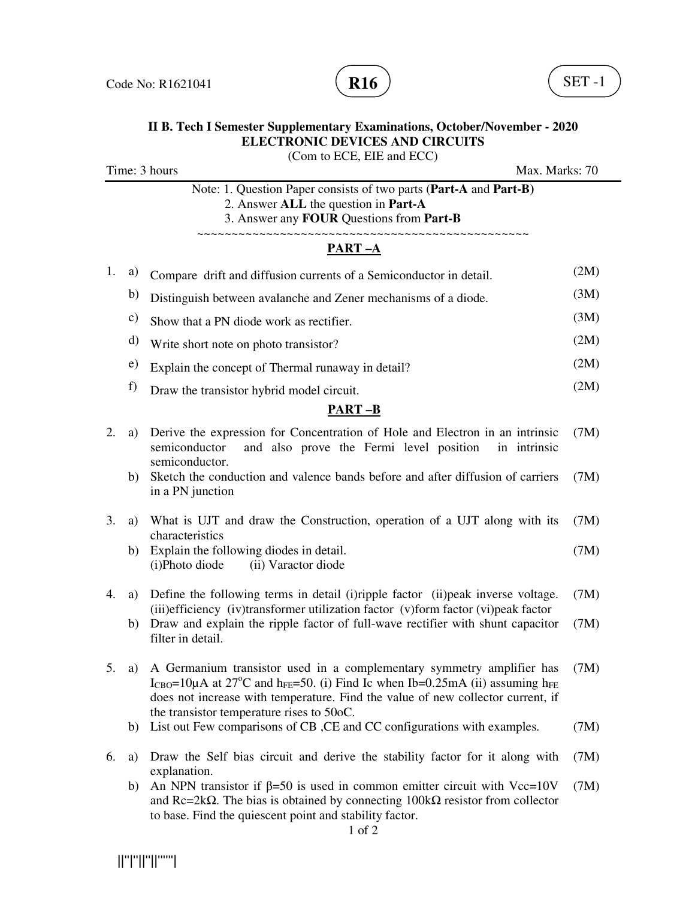Code No: R1621041 **R16** SET -1

**II B. Tech I Semester Supplementary Examinations, October/November - 2020**
**ELECTRONIC DEVICES AND CIRCUITS**
(Com to ECE, EIE and ECC)

Time: 3 hours Max. Marks: 70

Note: 1. Question Paper consists of two parts (**Part-A** and **Part-B)**
2. Answer **ALL** the question in **Part-A**
3. Answer any **FOUR** Questions from **Part-B**

~~~~~~~~~~~~~~~~~~~~~~~~~~~~~~~~~~~~~~~~~~~~~~~~~~

## PART –A

1. a) Compare drift and diffusion currents of a Semiconductor in detail. (2M)
   b) Distinguish between avalanche and Zener mechanisms of a diode. (3M)
   c) Show that a PN diode work as rectifier. (3M)
   d) Write short note on photo transistor? (2M)
   e) Explain the concept of Thermal runaway in detail? (2M)
   f) Draw the transistor hybrid model circuit. (2M)

## PART –B

2. a) Derive the expression for Concentration of Hole and Electron in an intrinsic semiconductor and also prove the Fermi level position in intrinsic semiconductor. (7M)
   b) Sketch the conduction and valence bands before and after diffusion of carriers in a PN junction (7M)

3. a) What is UJT and draw the Construction, operation of a UJT along with its characteristics (7M)
   b) Explain the following diodes in detail. (7M)
   (i)Photo diode (ii) Varactor diode

4. a) Define the following terms in detail (i)ripple factor (ii)peak inverse voltage. (iii)efficiency (iv)transformer utilization factor (v)form factor (vi)peak factor (7M)
   b) Draw and explain the ripple factor of full-wave rectifier with shunt capacitor filter in detail. (7M)

5. a) A Germanium transistor used in a complementary symmetry amplifier has $I_{CBO}$=10μA at 27°C and $h_{FE}$=50. (i) Find Ic when Ib=0.25mA (ii) assuming $h_{FE}$ does not increase with temperature. Find the value of new collector current, if the transistor temperature rises to 50oC. (7M)
   b) List out Few comparisons of CB ,CE and CC configurations with examples. (7M)

6. a) Draw the Self bias circuit and derive the stability factor for it along with explanation. (7M)
   b) An NPN transistor if β=50 is used in common emitter circuit with Vcc=10V and Rc=2kΩ. The bias is obtained by connecting 100kΩ resistor from collector to base. Find the quiescent point and stability factor. (7M)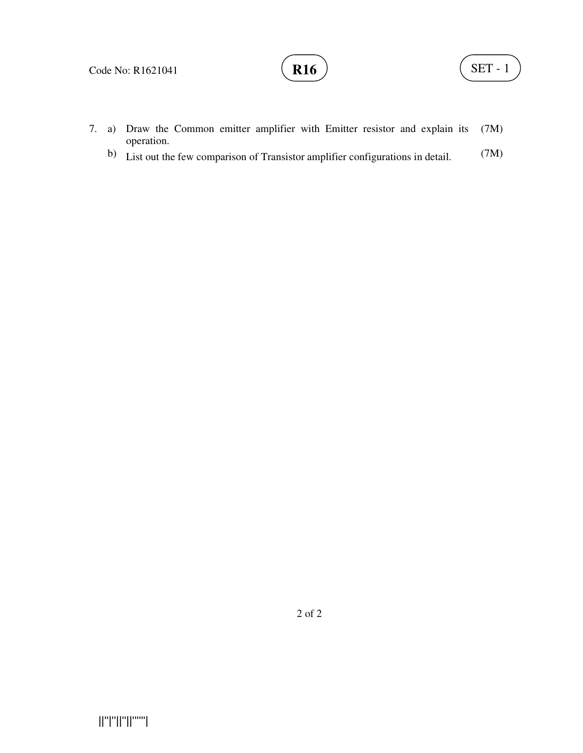7. a) Draw the Common emitter amplifier with Emitter resistor and explain its operation. (7M)

   b) List out the few comparison of Transistor amplifier configurations in detail. (7M)